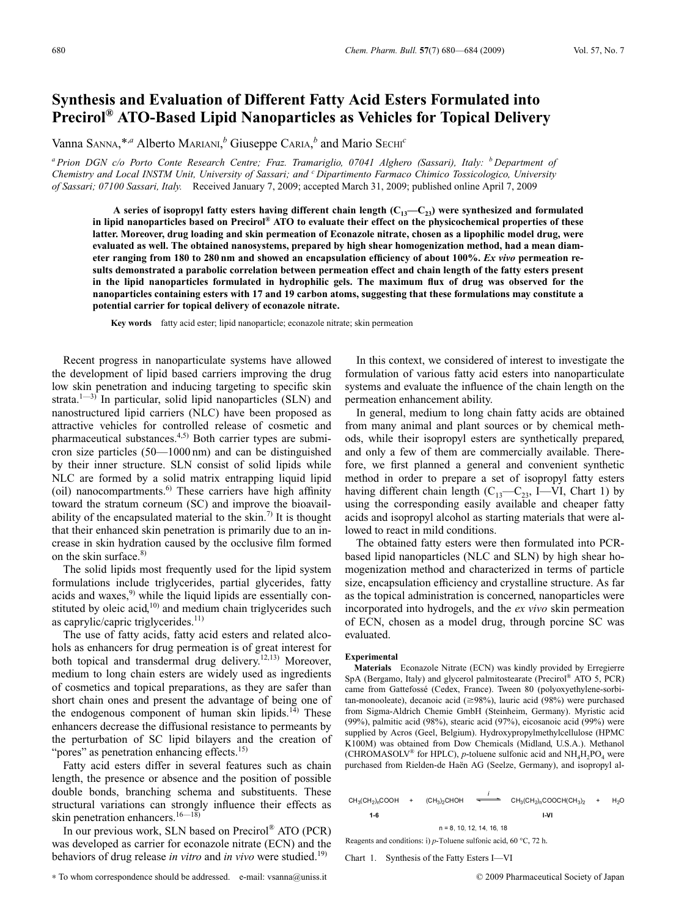# Synthesis and Evaluation of Different Fatty Acid Esters Formulated into Precirol® ATO-Based Lipid Nanoparticles as Vehicles for Topical Delivery

Vanna SANNA,*[a] Alberto MARIANI,[b] Giuseppe CARIA,[b] and Mario SECHI[c]

[a] Prion DGN c/o Porto Conte Research Centre; Fraz. Tramariglio, 07041 Alghero (Sassari), Italy: [b] Department of Chemistry and Local INSTM Unit, University of Sassari; and [c] Dipartimento Farmaco Chimico Tossicologico, University of Sassari; 07100 Sassari, Italy. Received January 7, 2009; accepted March 31, 2009; published online April 7, 2009

**A series of isopropyl fatty esters having different chain length ($C_{13}$—$C_{23}$) were synthesized and formulated in lipid nanoparticles based on Precirol® ATO to evaluate their effect on the physicochemical properties of these latter. Moreover, drug loading and skin permeation of Econazole nitrate, chosen as a lipophilic model drug, were evaluated as well. The obtained nanosystems, prepared by high shear homogenization method, had a mean diameter ranging from 180 to 280 nm and showed an encapsulation efficiency of about 100%. *Ex vivo* permeation results demonstrated a parabolic correlation between permeation effect and chain length of the fatty esters present in the lipid nanoparticles formulated in hydrophilic gels. The maximum flux of drug was observed for the nanoparticles containing esters with 17 and 19 carbon atoms, suggesting that these formulations may constitute a potential carrier for topical delivery of econazole nitrate.**

**Key words** fatty acid ester; lipid nanoparticle; econazole nitrate; skin permeation

Recent progress in nanoparticulate systems have allowed the development of lipid based carriers improving the drug low skin penetration and inducing targeting to specific skin strata.[1—3] In particular, solid lipid nanoparticles (SLN) and nanostructured lipid carriers (NLC) have been proposed as attractive vehicles for controlled release of cosmetic and pharmaceutical substances.[4,5] Both carrier types are submicron size particles (50—1000 nm) and can be distinguished by their inner structure. SLN consist of solid lipids while NLC are formed by a solid matrix entrapping liquid lipid (oil) nanocompartments.[6] These carriers have high affinity toward the stratum corneum (SC) and improve the bioavailability of the encapsulated material to the skin.[7] It is thought that their enhanced skin penetration is primarily due to an increase in skin hydration caused by the occlusive film formed on the skin surface.[8]

The solid lipids most frequently used for the lipid system formulations include triglycerides, partial glycerides, fatty acids and waxes,[9] while the liquid lipids are essentially constituted by oleic acid,[10] and medium chain triglycerides such as caprylic/capric triglycerides.[11]

The use of fatty acids, fatty acid esters and related alcohols as enhancers for drug permeation is of great interest for both topical and transdermal drug delivery.[12,13] Moreover, medium to long chain esters are widely used as ingredients of cosmetics and topical preparations, as they are safer than short chain ones and present the advantage of being one of the endogenous component of human skin lipids.[14] These enhancers decrease the diffusional resistance to permeants by the perturbation of SC lipid bilayers and the creation of "pores" as penetration enhancing effects.[15]

Fatty acid esters differ in several features such as chain length, the presence or absence and the position of possible double bonds, branching schema and substituents. These structural variations can strongly influence their effects as skin penetration enhancers.[16—18]

In our previous work, SLN based on Precirol® ATO (PCR) was developed as carrier for econazole nitrate (ECN) and the behaviors of drug release *in vitro* and *in vivo* were studied.[19]

In this context, we considered of interest to investigate the formulation of various fatty acid esters into nanoparticulate systems and evaluate the influence of the chain length on the permeation enhancement ability.

In general, medium to long chain fatty acids are obtained from many animal and plant sources or by chemical methods, while their isopropyl esters are synthetically prepared, and only a few of them are commercially available. Therefore, we first planned a general and convenient synthetic method in order to prepare a set of isopropyl fatty esters having different chain length ($C_{13}$—$C_{23}$, I—VI, Chart 1) by using the corresponding easily available and cheaper fatty acids and isopropyl alcohol as starting materials that were allowed to react in mild conditions.

The obtained fatty esters were then formulated into PCR-based lipid nanoparticles (NLC and SLN) by high shear homogenization method and characterized in terms of particle size, encapsulation efficiency and crystalline structure. As far as the topical administration is concerned, nanoparticles were incorporated into hydrogels, and the *ex vivo* skin permeation of ECN, chosen as a model drug, through porcine SC was evaluated.

## Experimental

**Materials** Econazole Nitrate (ECN) was kindly provided by Erregierre SpA (Bergamo, Italy) and glycerol palmitostearate (Precirol® ATO 5, PCR) came from Gattefossé (Cedex, France). Tween 80 (polyoxyethylene-sorbitan-monooleate), decanoic acid (≥98%), lauric acid (98%) were purchased from Sigma-Aldrich Chemie GmbH (Steinheim, Germany). Myristic acid (99%), palmitic acid (98%), stearic acid (97%), eicosanoic acid (99%) were supplied by Acros (Geel, Belgium). Hydroxypropylmethylcellulose (HPMC K100M) was obtained from Dow Chemicals (Midland, U.S.A.). Methanol (CHROMASOLV® for HPLC), *p*-toluene sulfonic acid and $NH_4H_2PO_4$ were purchased from Rielden-de Haën AG (Seelze, Germany), and isopropyl al-

$$\underset{\textbf{1-6}}{CH_3(CH_2)_nCOOH} + (CH_3)_2CHOH \overset{i}{\rightleftharpoons} \underset{\textbf{I-VI}}{CH_3(CH_2)_nCOOCH(CH_3)_2} + H_2O$$

n = 8, 10, 12, 14, 16, 18

Reagents and conditions: i) *p*-Toluene sulfonic acid, 60 °C, 72 h.

Chart 1. Synthesis of the Fatty Esters I—VI

* To whom correspondence should be addressed. e-mail: vsanna@uniss.it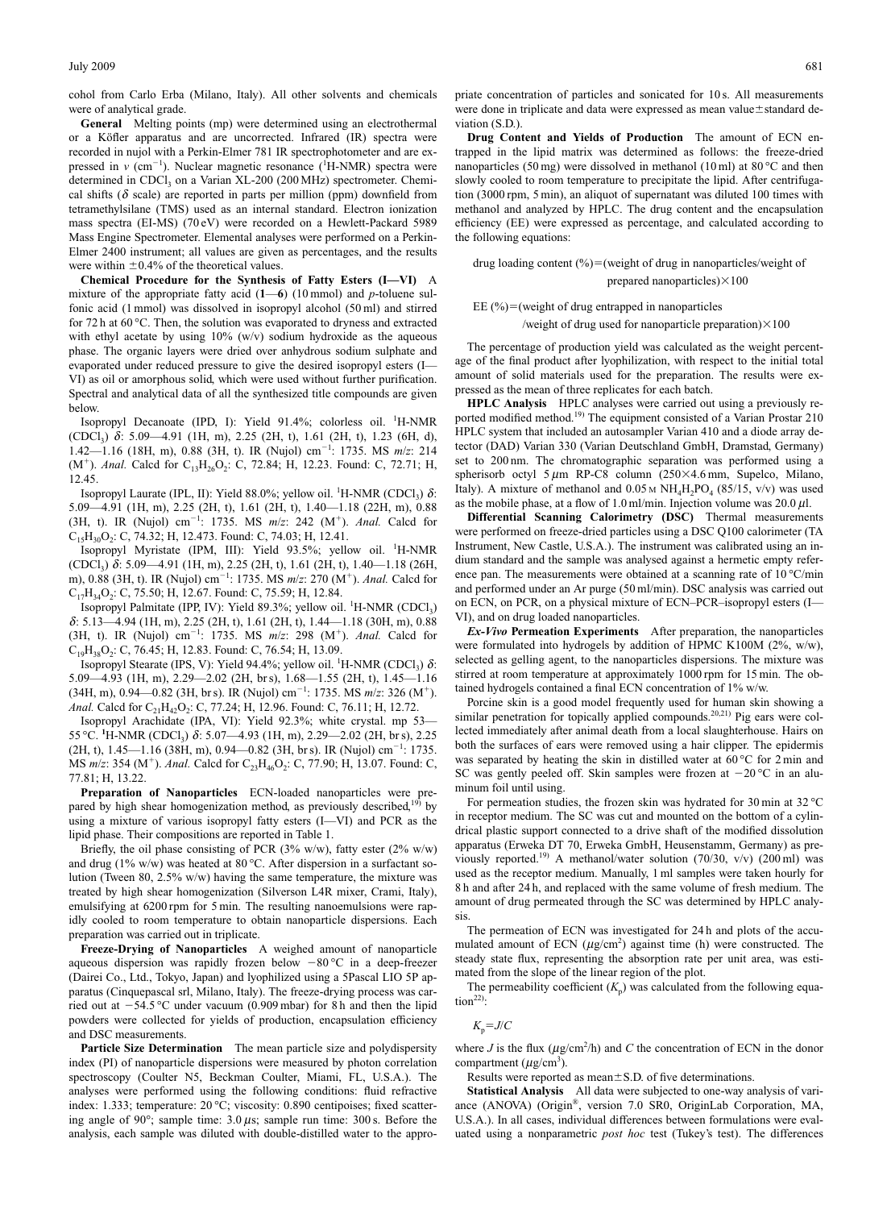cohol from Carlo Erba (Milano, Italy). All other solvents and chemicals were of analytical grade.

**General** Melting points (mp) were determined using an electrothermal or a Köfler apparatus and are uncorrected. Infrared (IR) spectra were recorded in nujol with a Perkin-Elmer 781 IR spectrophotometer and are expressed in $\nu$ ($cm^{-1}$). Nuclear magnetic resonance ($^1H$-NMR) spectra were determined in $CDCl_3$ on a Varian XL-200 (200 MHz) spectrometer. Chemical shifts ($\delta$ scale) are reported in parts per million (ppm) downfield from tetramethylsilane (TMS) used as an internal standard. Electron ionization mass spectra (EI-MS) (70 eV) were recorded on a Hewlett-Packard 5989 Mass Engine Spectrometer. Elemental analyses were performed on a Perkin-Elmer 2400 instrument; all values are given as percentages, and the results were within ±0.4% of the theoretical values.

**Chemical Procedure for the Synthesis of Fatty Esters (I—VI)** A mixture of the appropriate fatty acid (**1**—**6**) (10 mmol) and *p*-toluene sulfonic acid (1 mmol) was dissolved in isopropyl alcohol (50 ml) and stirred for 72 h at 60 °C. Then, the solution was evaporated to dryness and extracted with ethyl acetate by using 10% (w/v) sodium hydroxide as the aqueous phase. The organic layers were dried over anhydrous sodium sulphate and evaporated under reduced pressure to give the desired isopropyl esters (I—VI) as oil or amorphous solid, which were used without further purification. Spectral and analytical data of all the synthesized title compounds are given below.

Isopropyl Decanoate (IPD, I): Yield 91.4%; colorless oil. $^1H$-NMR ($CDCl_3$) $\delta$: 5.09—4.91 (1H, m), 2.25 (2H, t), 1.61 (2H, t), 1.23 (6H, d), 1.42—1.16 (18H, m), 0.88 (3H, t). IR (Nujol) $cm^{-1}$: 1735. MS *m/z*: 214 ($M^+$). *Anal.* Calcd for $C_{13}H_{26}O_2$: C, 72.84; H, 12.23. Found: C, 72.71; H, 12.45.

Isopropyl Laurate (IPL, II): Yield 88.0%; yellow oil. $^1H$-NMR ($CDCl_3$) $\delta$: 5.09—4.91 (1H, m), 2.25 (2H, t), 1.61 (2H, t), 1.40—1.18 (22H, m), 0.88 (3H, t). IR (Nujol) $cm^{-1}$: 1735. MS *m/z*: 242 ($M^+$). *Anal.* Calcd for $C_{15}H_{30}O_2$: C, 74.32; H, 12.473. Found: C, 74.03; H, 12.41.

Isopropyl Myristate (IPM, III): Yield 93.5%; yellow oil. $^1H$-NMR ($CDCl_3$) $\delta$: 5.09—4.91 (1H, m), 2.25 (2H, t), 1.61 (2H, t), 1.40—1.18 (26H, m), 0.88 (3H, t). IR (Nujol) $cm^{-1}$: 1735. MS *m/z*: 270 ($M^+$). *Anal.* Calcd for $C_{17}H_{34}O_2$: C, 75.50; H, 12.67. Found: C, 75.59; H, 12.84.

Isopropyl Palmitate (IPP, IV): Yield 89.3%; yellow oil. $^1H$-NMR ($CDCl_3$) $\delta$: 5.13—4.94 (1H, m), 2.25 (2H, t), 1.61 (2H, t), 1.44—1.18 (30H, m), 0.88 (3H, t). IR (Nujol) $cm^{-1}$: 1735. MS *m/z*: 298 ($M^+$). *Anal.* Calcd for $C_{19}H_{38}O_2$: C, 76.45; H, 12.83. Found: C, 76.54; H, 13.09.

Isopropyl Stearate (IPS, V): Yield 94.4%; yellow oil. $^1H$-NMR ($CDCl_3$) $\delta$: 5.09—4.93 (1H, m), 2.29—2.02 (2H, br s), 1.68—1.55 (2H, t), 1.45—1.16 (34H, m), 0.94—0.82 (3H, br s). IR (Nujol) $cm^{-1}$: 1735. MS *m/z*: 326 ($M^+$). *Anal.* Calcd for $C_{21}H_{42}O_2$: C, 77.24; H, 12.96. Found: C, 76.11; H, 12.72.

Isopropyl Arachidate (IPA, VI): Yield 92.3%; white crystal. mp 53—55 °C. $^1H$-NMR ($CDCl_3$) $\delta$: 5.07—4.93 (1H, m), 2.29—2.02 (2H, br s), 2.25 (2H, t), 1.45—1.16 (38H, m), 0.94—0.82 (3H, br s). IR (Nujol) $cm^{-1}$: 1735. MS *m/z*: 354 ($M^+$). *Anal.* Calcd for $C_{23}H_{46}O_2$: C, 77.90; H, 13.07. Found: C, 77.81; H, 13.22.

**Preparation of Nanoparticles** ECN-loaded nanoparticles were prepared by high shear homogenization method, as previously described,[19] by using a mixture of various isopropyl fatty esters (I—VI) and PCR as the lipid phase. Their compositions are reported in Table 1.

Briefly, the oil phase consisting of PCR (3% w/w), fatty ester (2% w/w) and drug (1% w/w) was heated at 80 °C. After dispersion in a surfactant solution (Tween 80, 2.5% w/w) having the same temperature, the mixture was treated by high shear homogenization (Silverson L4R mixer, Crami, Italy), emulsifying at 6200 rpm for 5 min. The resulting nanoemulsions were rapidly cooled to room temperature to obtain nanoparticle dispersions. Each preparation was carried out in triplicate.

**Freeze-Drying of Nanoparticles** A weighed amount of nanoparticle aqueous dispersion was rapidly frozen below −80 °C in a deep-freezer (Dairei Co., Ltd., Tokyo, Japan) and lyophilized using a 5Pascal LIO 5P apparatus (Cinquepascal srl, Milano, Italy). The freeze-drying process was carried out at −54.5 °C under vacuum (0.909 mbar) for 8 h and then the lipid powders were collected for yields of production, encapsulation efficiency and DSC measurements.

**Particle Size Determination** The mean particle size and polydispersity index (PI) of nanoparticle dispersions were measured by photon correlation spectroscopy (Coulter N5, Beckman Coulter, Miami, FL, U.S.A.). The analyses were performed using the following conditions: fluid refractive index: 1.333; temperature: 20 °C; viscosity: 0.890 centipoises; fixed scattering angle of 90°; sample time: 3.0 $\mu$s; sample run time: 300 s. Before the analysis, each sample was diluted with double-distilled water to the appropriate concentration of particles and sonicated for 10 s. All measurements were done in triplicate and data were expressed as mean value±standard deviation (S.D.).

**Drug Content and Yields of Production** The amount of ECN entrapped in the lipid matrix was determined as follows: the freeze-dried nanoparticles (50 mg) were dissolved in methanol (10 ml) at 80 °C and then slowly cooled to room temperature to precipitate the lipid. After centrifugation (3000 rpm, 5 min), an aliquot of supernatant was diluted 100 times with methanol and analyzed by HPLC. The drug content and the encapsulation efficiency (EE) were expressed as percentage, and calculated according to the following equations:

$$\text{drug loading content (\%)} = (\text{weight of drug in nanoparticles/weight of prepared nanoparticles}) \times 100$$

$$\text{EE (\%)} = (\text{weight of drug entrapped in nanoparticles/weight of drug used for nanoparticle preparation}) \times 100$$

The percentage of production yield was calculated as the weight percentage of the final product after lyophilization, with respect to the initial total amount of solid materials used for the preparation. The results were expressed as the mean of three replicates for each batch.

**HPLC Analysis** HPLC analyses were carried out using a previously reported modified method.[19] The equipment consisted of a Varian Prostar 210 HPLC system that included an autosampler Varian 410 and a diode array detector (DAD) Varian 330 (Varian Deutschland GmbH, Dramstad, Germany) set to 200 nm. The chromatographic separation was performed using a spherisorb octyl 5 $\mu$m RP-C8 column (250×4.6 mm, Supelco, Milano, Italy). A mixture of methanol and 0.05 M $NH_4H_2PO_4$ (85/15, v/v) was used as the mobile phase, at a flow of 1.0 ml/min. Injection volume was 20.0 $\mu$l.

**Differential Scanning Calorimetry (DSC)** Thermal measurements were performed on freeze-dried particles using a DSC Q100 calorimeter (TA Instrument, New Castle, U.S.A.). The instrument was calibrated using an indium standard and the sample was analysed against a hermetic empty reference pan. The measurements were obtained at a scanning rate of 10 °C/min and performed under an Ar purge (50 ml/min). DSC analysis was carried out on ECN, on PCR, on a physical mixture of ECN–PCR–isopropyl esters (I—VI), and on drug loaded nanoparticles.

***Ex-Vivo* Permeation Experiments** After preparation, the nanoparticles were formulated into hydrogels by addition of HPMC K100M (2%, w/w), selected as gelling agent, to the nanoparticles dispersions. The mixture was stirred at room temperature at approximately 1000 rpm for 15 min. The obtained hydrogels contained a final ECN concentration of 1% w/w.

Porcine skin is a good model frequently used for human skin showing a similar penetration for topically applied compounds.[20,21] Pig ears were collected immediately after animal death from a local slaughterhouse. Hairs on both the surfaces of ears were removed using a hair clipper. The epidermis was separated by heating the skin in distilled water at 60 °C for 2 min and SC was gently peeled off. Skin samples were frozen at −20 °C in an aluminum foil until using.

For permeation studies, the frozen skin was hydrated for 30 min at 32 °C in receptor medium. The SC was cut and mounted on the bottom of a cylindrical plastic support connected to a drive shaft of the modified dissolution apparatus (Erweka DT 70, Erweka GmbH, Heusenstamm, Germany) as previously reported.[19] A methanol/water solution (70/30, v/v) (200 ml) was used as the receptor medium. Manually, 1 ml samples were taken hourly for 8 h and after 24 h, and replaced with the same volume of fresh medium. The amount of drug permeated through the SC was determined by HPLC analysis.

The permeation of ECN was investigated for 24 h and plots of the accumulated amount of ECN ($\mu g/cm^2$) against time (h) were constructed. The steady state flux, representing the absorption rate per unit area, was estimated from the slope of the linear region of the plot.

The permeability coefficient ($K_p$) was calculated from the following equation[22]:

$$K_p = J/C$$

where $J$ is the flux ($\mu g/cm^2/h$) and $C$ the concentration of ECN in the donor compartment ($\mu g/cm^3$).

Results were reported as mean±S.D. of five determinations.

**Statistical Analysis** All data were subjected to one-way analysis of variance (ANOVA) (Origin®, version 7.0 SR0, OriginLab Corporation, MA, U.S.A.). In all cases, individual differences between formulations were evaluated using a nonparametric *post hoc* test (Tukey's test). The differences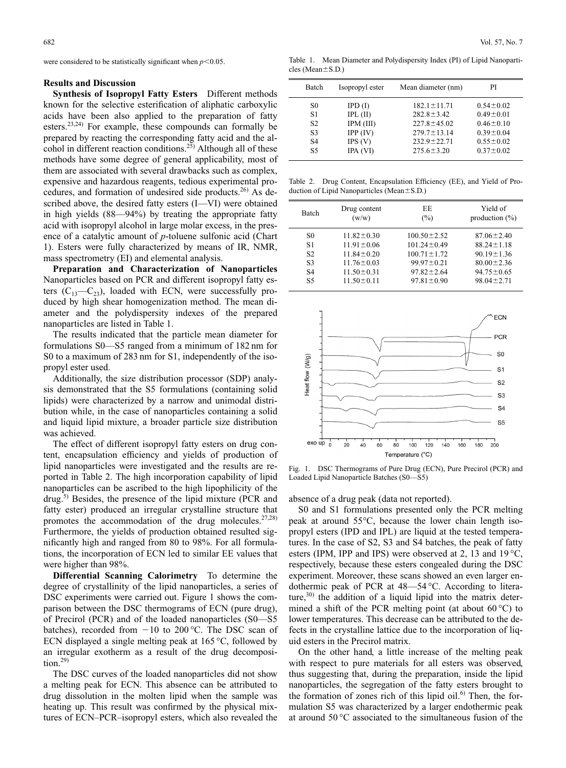were considered to be statistically significant when $p<0.05$.

## Results and Discussion

**Synthesis of Isopropyl Fatty Esters** Different methods known for the selective esterification of aliphatic carboxylic acids have been also applied to the preparation of fatty esters.[23,24] For example, these compounds can formally be prepared by reacting the corresponding fatty acid and the alcohol in different reaction conditions.[25] Although all of these methods have some degree of general applicability, most of them are associated with several drawbacks such as complex, expensive and hazardous reagents, tedious experimental procedures, and formation of undesired side products.[26] As described above, the desired fatty esters (I—VI) were obtained in high yields (88—94%) by treating the appropriate fatty acid with isopropyl alcohol in large molar excess, in the presence of a catalytic amount of *p*-toluene sulfonic acid (Chart 1). Esters were fully characterized by means of IR, NMR, mass spectrometry (EI) and elemental analysis.

**Preparation and Characterization of Nanoparticles** Nanoparticles based on PCR and different isopropyl fatty esters ($C_{13}$—$C_{23}$), loaded with ECN, were successfully produced by high shear homogenization method. The mean diameter and the polydispersity indexes of the prepared nanoparticles are listed in Table 1.

The results indicated that the particle mean diameter for formulations S0—S5 ranged from a minimum of 182 nm for S0 to a maximum of 283 nm for S1, independently of the isopropyl ester used.

Additionally, the size distribution processor (SDP) analysis demonstrated that the S5 formulations (containing solid lipids) were characterized by a narrow and unimodal distribution while, in the case of nanoparticles containing a solid and liquid lipid mixture, a broader particle size distribution was achieved.

The effect of different isopropyl fatty esters on drug content, encapsulation efficiency and yields of production of lipid nanoparticles were investigated and the results are reported in Table 2. The high incorporation capability of lipid nanoparticles can be ascribed to the high lipophilicity of the drug.[5] Besides, the presence of the lipid mixture (PCR and fatty ester) produced an irregular crystalline structure that promotes the accommodation of the drug molecules.[27,28] Furthermore, the yields of production obtained resulted significantly high and ranged from 80 to 98%. For all formulations, the incorporation of ECN led to similar EE values that were higher than 98%.

**Differential Scanning Calorimetry** To determine the degree of crystallinity of the lipid nanoparticles, a series of DSC experiments were carried out. Figure 1 shows the comparison between the DSC thermograms of ECN (pure drug), of Precirol (PCR) and of the loaded nanoparticles (S0—S5 batches), recorded from −10 to 200 °C. The DSC scan of ECN displayed a single melting peak at 165 °C, followed by an irregular exotherm as a result of the drug decomposition.[29]

The DSC curves of the loaded nanoparticles did not show a melting peak for ECN. This absence can be attributed to drug dissolution in the molten lipid when the sample was heating up. This result was confirmed by the physical mixtures of ECN–PCR–isopropyl esters, which also revealed the absence of a drug peak (data not reported).

S0 and S1 formulations presented only the PCR melting peak at around 55°C, because the lower chain length isopropyl esters (IPD and IPL) are liquid at the tested temperatures. In the case of S2, S3 and S4 batches, the peak of fatty esters (IPM, IPP and IPS) were observed at 2, 13 and 19 °C, respectively, because these esters congealed during the DSC experiment. Moreover, these scans showed an even larger endothermic peak of PCR at 48—54 °C. According to literature,[30] the addition of a liquid lipid into the matrix determined a shift of the PCR melting point (at about 60 °C) to lower temperatures. This decrease can be attributed to the defects in the crystalline lattice due to the incorporation of liquid esters in the Precirol matrix.

On the other hand, a little increase of the melting peak with respect to pure materials for all esters was observed, thus suggesting that, during the preparation, inside the lipid nanoparticles, the segregation of the fatty esters brought to the formation of zones rich of this lipid oil.[6] Then, the formulation S5 was characterized by a larger endothermic peak at around 50 °C associated to the simultaneous fusion of the

Table 1. Mean Diameter and Polydispersity Index (PI) of Lipid Nanoparticles (Mean±S.D.)

| Batch | Isopropyl ester | Mean diameter (nm) | PI |
|---|---|---|---|
| S0 | IPD (I) | 182.1±11.71 | 0.54±0.02 |
| S1 | IPL (II) | 282.8±3.42 | 0.49±0.01 |
| S2 | IPM (III) | 227.8±45.02 | 0.46±0.10 |
| S3 | IPP (IV) | 279.7±13.14 | 0.39±0.04 |
| S4 | IPS (V) | 232.9±22.71 | 0.55±0.02 |
| S5 | IPA (VI) | 275.6±3.20 | 0.37±0.02 |

Table 2. Drug Content, Encapsulation Efficiency (EE), and Yield of Production of Lipid Nanoparticles (Mean±S.D.)

| Batch | Drug content (w/w) | EE (%) | Yield of production (%) |
|---|---|---|---|
| S0 | 11.82±0.30 | 100.50±2.52 | 87.06±2.40 |
| S1 | 11.91±0.06 | 101.24±0.49 | 88.24±1.18 |
| S2 | 11.84±0.20 | 100.71±1.72 | 90.19±1.36 |
| S3 | 11.76±0.03 | 99.97±0.21 | 80.00±2.36 |
| S4 | 11.50±0.31 | 97.82±2.64 | 94.75±0.65 |
| S5 | 11.50±0.11 | 97.81±0.90 | 98.04±2.71 |

Fig. 1. DSC Thermograms of Pure Drug (ECN), Pure Precirol (PCR) and Loaded Lipid Nanoparticle Batches (S0—S5)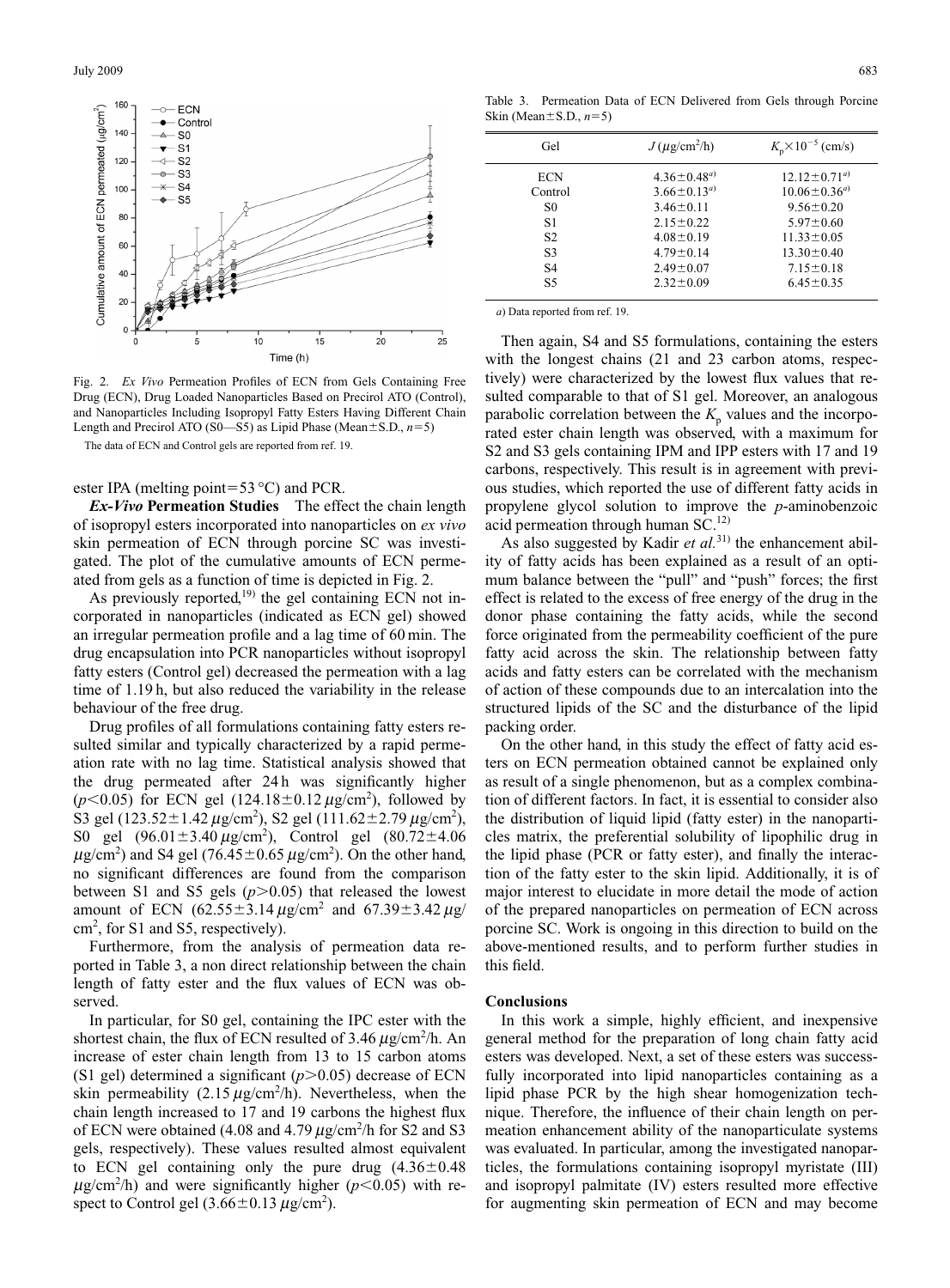Fig. 2. *Ex Vivo* Permeation Profiles of ECN from Gels Containing Free Drug (ECN), Drug Loaded Nanoparticles Based on Precirol ATO (Control), and Nanoparticles Including Isopropyl Fatty Esters Having Different Chain Length and Precirol ATO (S0—S5) as Lipid Phase (Mean±S.D., $n=5$)

The data of ECN and Control gels are reported from ref. 19.

ester IPA (melting point=53 °C) and PCR.

***Ex-Vivo* Permeation Studies** The effect the chain length of isopropyl esters incorporated into nanoparticles on *ex vivo* skin permeation of ECN through porcine SC was investigated. The plot of the cumulative amounts of ECN permeated from gels as a function of time is depicted in Fig. 2.

As previously reported,[19] the gel containing ECN not incorporated in nanoparticles (indicated as ECN gel) showed an irregular permeation profile and a lag time of 60 min. The drug encapsulation into PCR nanoparticles without isopropyl fatty esters (Control gel) decreased the permeation with a lag time of 1.19 h, but also reduced the variability in the release behaviour of the free drug.

Drug profiles of all formulations containing fatty esters resulted similar and typically characterized by a rapid permeation rate with no lag time. Statistical analysis showed that the drug permeated after 24 h was significantly higher ($p<0.05$) for ECN gel (124.18±0.12 $\mu$g/cm$^2$), followed by S3 gel (123.52±1.42 $\mu$g/cm$^2$), S2 gel (111.62±2.79 $\mu$g/cm$^2$), S0 gel (96.01±3.40 $\mu$g/cm$^2$), Control gel (80.72±4.06 $\mu$g/cm$^2$) and S4 gel (76.45±0.65 $\mu$g/cm$^2$). On the other hand, no significant differences are found from the comparison between S1 and S5 gels ($p>0.05$) that released the lowest amount of ECN (62.55±3.14 $\mu$g/cm$^2$ and 67.39±3.42 $\mu$g/cm$^2$, for S1 and S5, respectively).

Furthermore, from the analysis of permeation data reported in Table 3, a non direct relationship between the chain length of fatty ester and the flux values of ECN was observed.

In particular, for S0 gel, containing the IPC ester with the shortest chain, the flux of ECN resulted of 3.46 $\mu$g/cm$^2$/h. An increase of ester chain length from 13 to 15 carbon atoms (S1 gel) determined a significant ($p>0.05$) decrease of ECN skin permeability (2.15 $\mu$g/cm$^2$/h). Nevertheless, when the chain length increased to 17 and 19 carbons the highest flux of ECN were obtained (4.08 and 4.79 $\mu$g/cm$^2$/h for S2 and S3 gels, respectively). These values resulted almost equivalent to ECN gel containing only the pure drug (4.36±0.48 $\mu$g/cm$^2$/h) and were significantly higher ($p<0.05$) with respect to Control gel (3.66±0.13 $\mu$g/cm$^2$).

Table 3. Permeation Data of ECN Delivered from Gels through Porcine Skin (Mean±S.D., $n=5$)

| Gel | $J$ ($\mu$g/cm$^2$/h) | $K_p \times 10^{-5}$ (cm/s) |
|---|---|---|
| ECN | 4.36±0.48[a] | 12.12±0.71[a] |
| Control | 3.66±0.13[a] | 10.06±0.36[a] |
| S0 | 3.46±0.11 | 9.56±0.20 |
| S1 | 2.15±0.22 | 5.97±0.60 |
| S2 | 4.08±0.19 | 11.33±0.05 |
| S3 | 4.79±0.14 | 13.30±0.40 |
| S4 | 2.49±0.07 | 7.15±0.18 |
| S5 | 2.32±0.09 | 6.45±0.35 |

*a*) Data reported from ref. 19.

Then again, S4 and S5 formulations, containing the esters with the longest chains (21 and 23 carbon atoms, respectively) were characterized by the lowest flux values that resulted comparable to that of S1 gel. Moreover, an analogous parabolic correlation between the $K_p$ values and the incorporated ester chain length was observed, with a maximum for S2 and S3 gels containing IPM and IPP esters with 17 and 19 carbons, respectively. This result is in agreement with previous studies, which reported the use of different fatty acids in propylene glycol solution to improve the *p*-aminobenzoic acid permeation through human SC.[12]

As also suggested by Kadir *et al.*[31] the enhancement ability of fatty acids has been explained as a result of an optimum balance between the "pull" and "push" forces; the first effect is related to the excess of free energy of the drug in the donor phase containing the fatty acids, while the second force originated from the permeability coefficient of the pure fatty acid across the skin. The relationship between fatty acids and fatty esters can be correlated with the mechanism of action of these compounds due to an intercalation into the structured lipids of the SC and the disturbance of the lipid packing order.

On the other hand, in this study the effect of fatty acid esters on ECN permeation obtained cannot be explained only as result of a single phenomenon, but as a complex combination of different factors. In fact, it is essential to consider also the distribution of liquid lipid (fatty ester) in the nanoparticles matrix, the preferential solubility of lipophilic drug in the lipid phase (PCR or fatty ester), and finally the interaction of the fatty ester to the skin lipid. Additionally, it is of major interest to elucidate in more detail the mode of action of the prepared nanoparticles on permeation of ECN across porcine SC. Work is ongoing in this direction to build on the above-mentioned results, and to perform further studies in this field.

## Conclusions

In this work a simple, highly efficient, and inexpensive general method for the preparation of long chain fatty acid esters was developed. Next, a set of these esters was successfully incorporated into lipid nanoparticles containing as a lipid phase PCR by the high shear homogenization technique. Therefore, the influence of their chain length on permeation enhancement ability of the nanoparticulate systems was evaluated. In particular, among the investigated nanoparticles, the formulations containing isopropyl myristate (III) and isopropyl palmitate (IV) esters resulted more effective for augmenting skin permeation of ECN and may become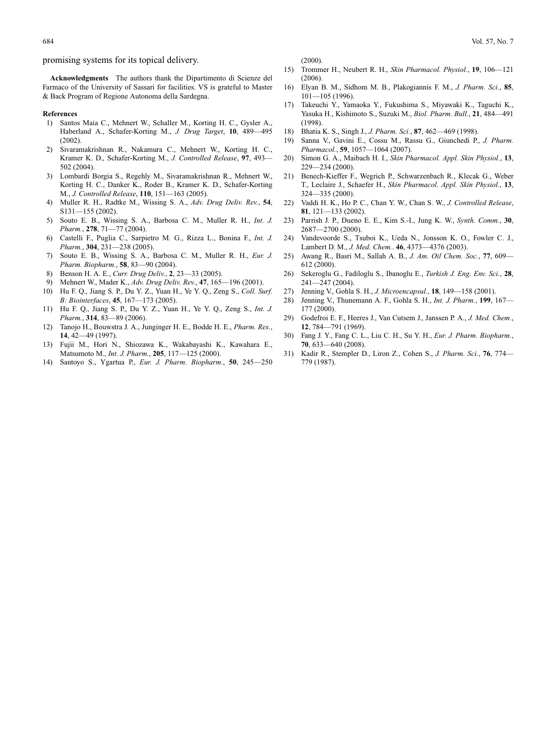promising systems for its topical delivery.

**Acknowledgments** The authors thank the Dipartimento di Scienze del Farmaco of the University of Sassari for facilities. VS is grateful to Master & Back Program of Regione Autonoma della Sardegna.

**References**

1) Santos Maia C., Mehnert W., Schaller M., Korting H. C., Gysler A., Haberland A., Schafer-Korting M., *J. Drug Target*, **10**, 489—495 (2002).
2) Sivaramakrishnan R., Nakamura C., Mehnert W., Korting H. C., Kramer K. D., Schafer-Korting M., *J. Controlled Release*, **97**, 493—502 (2004).
3) Lombardi Borgia S., Regehly M., Sivaramakrishnan R., Mehnert W., Korting H. C., Danker K., Roder B., Kramer K. D., Schafer-Korting M., *J. Controlled Release*, **110**, 151—163 (2005).
4) Muller R. H., Radtke M., Wissing S. A., *Adv. Drug Deliv. Rev.*, **54**, S131—155 (2002).
5) Souto E. B., Wissing S. A., Barbosa C. M., Muller R. H., *Int. J. Pharm.*, **278**, 71—77 (2004).
6) Castelli F., Puglia C., Sarpietro M. G., Rizza L., Bonina F., *Int. J. Pharm.*, **304**, 231—238 (2005).
7) Souto E. B., Wissing S. A., Barbosa C. M., Muller R. H., *Eur. J. Pharm. Biopharm.*, **58**, 83—90 (2004).
8) Benson H. A. E., *Curr. Drug Deliv.*, **2**, 23—33 (2005).
9) Mehnert W., Mader K., *Adv. Drug Deliv. Rev.*, **47**, 165—196 (2001).
10) Hu F. Q., Jiang S. P., Du Y. Z., Yuan H., Ye Y. Q., Zeng S., *Coll. Surf. B: Biointerfaces*, **45**, 167—173 (2005).
11) Hu F. Q., Jiang S. P., Du Y. Z., Yuan H., Ye Y. Q., Zeng S., *Int. J. Pharm.*, **314**, 83—89 (2006).
12) Tanojo H., Bouwstra J. A., Junginger H. E., Bodde H. E., *Pharm. Res.*, **14**, 42—49 (1997).
13) Fujii M., Hori N., Shiozawa K., Wakabayashi K., Kawahara E., Matsumoto M., *Int. J. Pharm.*, **205**, 117—125 (2000).
14) Santoyo S., Ygartua P., *Eur. J. Pharm. Biopharm.*, **50**, 245—250 (2000).
15) Trommer H., Neubert R. H., *Skin Pharmacol. Physiol.*, **19**, 106—121 (2006).
16) Elyan B. M., Sidhom M. B., Plakogiannis F. M., *J. Pharm. Sci.*, **85**, 101—105 (1996).
17) Takeuchi Y., Yamaoka Y., Fukushima S., Miyawaki K., Taguchi K., Yasuka H., Kishimoto S., Suzuki M., *Biol. Pharm. Bull.*, **21**, 484—491 (1998).
18) Bhatia K. S., Singh J., *J. Pharm. Sci.*, **87**, 462—469 (1998).
19) Sanna V., Gavini E., Cossu M., Rassu G., Giunchedi P., *J. Pharm. Pharmacol.*, **59**, 1057—1064 (2007).
20) Simon G. A., Maibach H. I., *Skin Pharmacol. Appl. Skin Physiol.*, **13**, 229—234 (2000).
21) Benech-Kieffer F., Wegrich P., Schwarzenbach R., Klecak G., Weber T., Leclaire J., Schaefer H., *Skin Pharmacol. Appl. Skin Physiol.*, **13**, 324—335 (2000).
22) Vaddi H. K., Ho P. C., Chan Y. W., Chan S. W., *J. Controlled Release*, **81**, 121—133 (2002).
23) Parrish J. P., Dueno E. E., Kim S.-I., Jung K. W., *Synth. Comm.*, **30**, 2687—2700 (2000).
24) Vandevoorde S., Tsuboi K., Ueda N., Jonsson K. O., Fowler C. J., Lambert D. M., *J. Med. Chem.*. **46**, 4373—4376 (2003).
25) Awang R., Basri M., Sallah A. B., *J. Am. Oil Chem. Soc.*, **77**, 609—612 (2000).
26) Sekeroglu G., Fadiloglu S., Ibanoglu E., *Turkish J. Eng. Env. Sci.*, **28**, 241—247 (2004).
27) Jenning V., Gohla S. H., *J. Microencapsul.*, **18**, 149—158 (2001).
28) Jenning V., Thunemann A. F., Gohla S. H., *Int. J. Pharm.*, **199**, 167—177 (2000).
29) Godefroi E. F., Heeres J., Van Cutsem J., Janssen P. A., *J. Med. Chem.*, **12**, 784—791 (1969).
30) Fang J. Y., Fang C. L., Liu C. H., Su Y. H., *Eur. J. Pharm. Biopharm.*, **70**, 633—640 (2008).
31) Kadir R., Stempler D., Liron Z., Cohen S., *J. Pharm. Sci.*, **76**, 774—779 (1987).